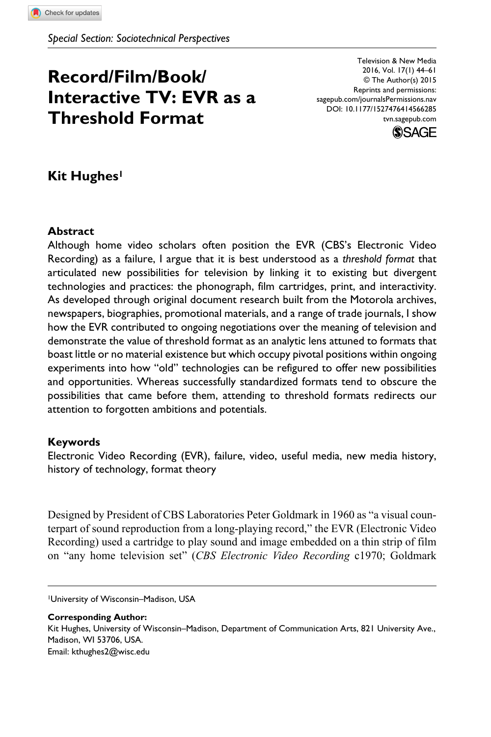*Special Section: Sociotechnical Perspectives*

# Record/Film/Book/ Interactive TV: EVR as a Threshold Format

Television & New Media
2016, Vol. 17(1) 44–61
© The Author(s) 2015
Reprints and permissions:
sagepub.com/journalsPermissions.nav
DOI: 10.1177/1527476414566285
tvn.sagepub.com

**Kit Hughes**[1]

### Abstract

Although home video scholars often position the EVR (CBS's Electronic Video Recording) as a failure, I argue that it is best understood as a *threshold format* that articulated new possibilities for television by linking it to existing but divergent technologies and practices: the phonograph, film cartridges, print, and interactivity. As developed through original document research built from the Motorola archives, newspapers, biographies, promotional materials, and a range of trade journals, I show how the EVR contributed to ongoing negotiations over the meaning of television and demonstrate the value of threshold format as an analytic lens attuned to formats that boast little or no material existence but which occupy pivotal positions within ongoing experiments into how "old" technologies can be refigured to offer new possibilities and opportunities. Whereas successfully standardized formats tend to obscure the possibilities that came before them, attending to threshold formats redirects our attention to forgotten ambitions and potentials.

### Keywords

Electronic Video Recording (EVR), failure, video, useful media, new media history, history of technology, format theory

Designed by President of CBS Laboratories Peter Goldmark in 1960 as "a visual counterpart of sound reproduction from a long-playing record," the EVR (Electronic Video Recording) used a cartridge to play sound and image embedded on a thin strip of film on "any home television set" (*CBS Electronic Video Recording* c1970; Goldmark

[1]University of Wisconsin–Madison, USA

**Corresponding Author:**
Kit Hughes, University of Wisconsin–Madison, Department of Communication Arts, 821 University Ave., Madison, WI 53706, USA.
Email: kthughes2@wisc.edu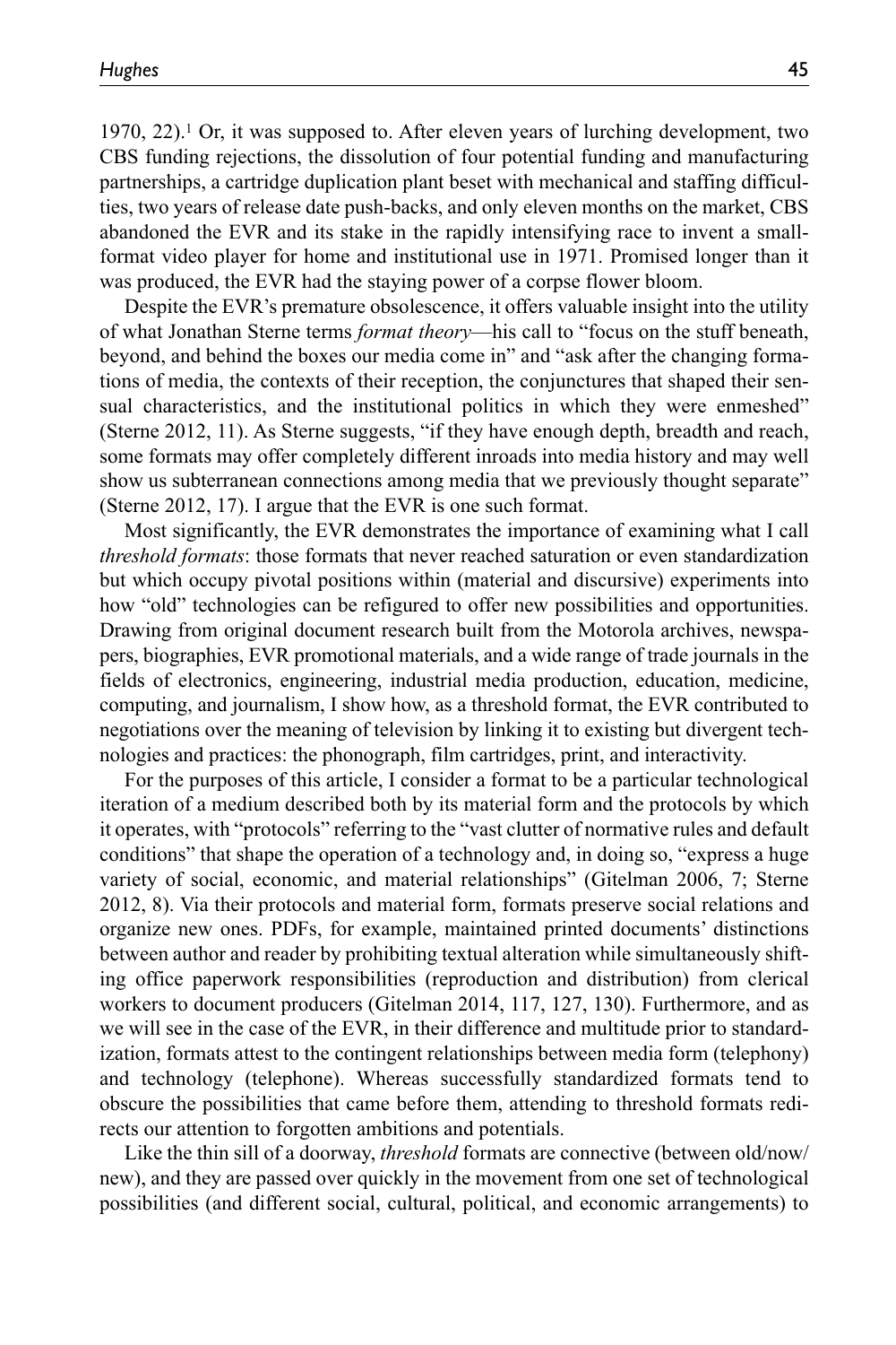1970, 22).[1] Or, it was supposed to. After eleven years of lurching development, two CBS funding rejections, the dissolution of four potential funding and manufacturing partnerships, a cartridge duplication plant beset with mechanical and staffing difficulties, two years of release date push-backs, and only eleven months on the market, CBS abandoned the EVR and its stake in the rapidly intensifying race to invent a small-format video player for home and institutional use in 1971. Promised longer than it was produced, the EVR had the staying power of a corpse flower bloom.

Despite the EVR's premature obsolescence, it offers valuable insight into the utility of what Jonathan Sterne terms *format theory*—his call to "focus on the stuff beneath, beyond, and behind the boxes our media come in" and "ask after the changing formations of media, the contexts of their reception, the conjunctures that shaped their sensual characteristics, and the institutional politics in which they were enmeshed" (Sterne 2012, 11). As Sterne suggests, "if they have enough depth, breadth and reach, some formats may offer completely different inroads into media history and may well show us subterranean connections among media that we previously thought separate" (Sterne 2012, 17). I argue that the EVR is one such format.

Most significantly, the EVR demonstrates the importance of examining what I call *threshold formats*: those formats that never reached saturation or even standardization but which occupy pivotal positions within (material and discursive) experiments into how "old" technologies can be refigured to offer new possibilities and opportunities. Drawing from original document research built from the Motorola archives, newspapers, biographies, EVR promotional materials, and a wide range of trade journals in the fields of electronics, engineering, industrial media production, education, medicine, computing, and journalism, I show how, as a threshold format, the EVR contributed to negotiations over the meaning of television by linking it to existing but divergent technologies and practices: the phonograph, film cartridges, print, and interactivity.

For the purposes of this article, I consider a format to be a particular technological iteration of a medium described both by its material form and the protocols by which it operates, with "protocols" referring to the "vast clutter of normative rules and default conditions" that shape the operation of a technology and, in doing so, "express a huge variety of social, economic, and material relationships" (Gitelman 2006, 7; Sterne 2012, 8). Via their protocols and material form, formats preserve social relations and organize new ones. PDFs, for example, maintained printed documents' distinctions between author and reader by prohibiting textual alteration while simultaneously shifting office paperwork responsibilities (reproduction and distribution) from clerical workers to document producers (Gitelman 2014, 117, 127, 130). Furthermore, and as we will see in the case of the EVR, in their difference and multitude prior to standardization, formats attest to the contingent relationships between media form (telephony) and technology (telephone). Whereas successfully standardized formats tend to obscure the possibilities that came before them, attending to threshold formats redirects our attention to forgotten ambitions and potentials.

Like the thin sill of a doorway, *threshold* formats are connective (between old/now/new), and they are passed over quickly in the movement from one set of technological possibilities (and different social, cultural, political, and economic arrangements) to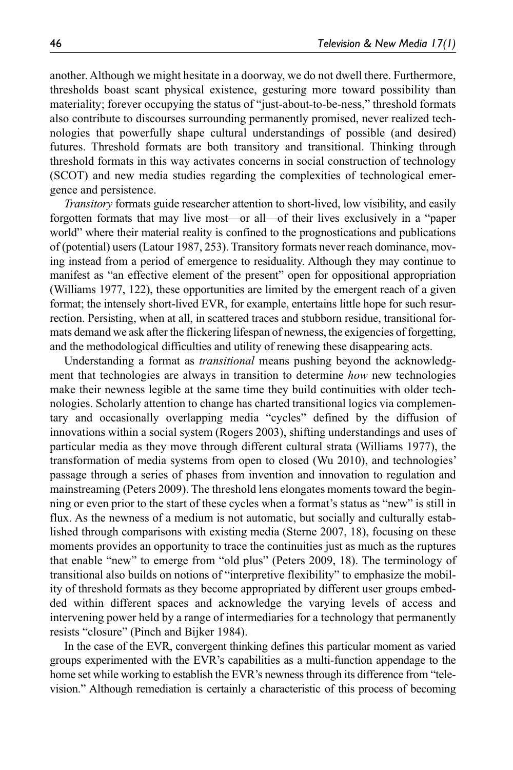another. Although we might hesitate in a doorway, we do not dwell there. Furthermore, thresholds boast scant physical existence, gesturing more toward possibility than materiality; forever occupying the status of "just-about-to-be-ness," threshold formats also contribute to discourses surrounding permanently promised, never realized technologies that powerfully shape cultural understandings of possible (and desired) futures. Threshold formats are both transitory and transitional. Thinking through threshold formats in this way activates concerns in social construction of technology (SCOT) and new media studies regarding the complexities of technological emergence and persistence.

*Transitory* formats guide researcher attention to short-lived, low visibility, and easily forgotten formats that may live most—or all—of their lives exclusively in a "paper world" where their material reality is confined to the prognostications and publications of (potential) users (Latour 1987, 253). Transitory formats never reach dominance, moving instead from a period of emergence to residuality. Although they may continue to manifest as "an effective element of the present" open for oppositional appropriation (Williams 1977, 122), these opportunities are limited by the emergent reach of a given format; the intensely short-lived EVR, for example, entertains little hope for such resurrection. Persisting, when at all, in scattered traces and stubborn residue, transitional formats demand we ask after the flickering lifespan of newness, the exigencies of forgetting, and the methodological difficulties and utility of renewing these disappearing acts.

Understanding a format as *transitional* means pushing beyond the acknowledgment that technologies are always in transition to determine *how* new technologies make their newness legible at the same time they build continuities with older technologies. Scholarly attention to change has charted transitional logics via complementary and occasionally overlapping media "cycles" defined by the diffusion of innovations within a social system (Rogers 2003), shifting understandings and uses of particular media as they move through different cultural strata (Williams 1977), the transformation of media systems from open to closed (Wu 2010), and technologies' passage through a series of phases from invention and innovation to regulation and mainstreaming (Peters 2009). The threshold lens elongates moments toward the beginning or even prior to the start of these cycles when a format's status as "new" is still in flux. As the newness of a medium is not automatic, but socially and culturally established through comparisons with existing media (Sterne 2007, 18), focusing on these moments provides an opportunity to trace the continuities just as much as the ruptures that enable "new" to emerge from "old plus" (Peters 2009, 18). The terminology of transitional also builds on notions of "interpretive flexibility" to emphasize the mobility of threshold formats as they become appropriated by different user groups embedded within different spaces and acknowledge the varying levels of access and intervening power held by a range of intermediaries for a technology that permanently resists "closure" (Pinch and Bijker 1984).

In the case of the EVR, convergent thinking defines this particular moment as varied groups experimented with the EVR's capabilities as a multi-function appendage to the home set while working to establish the EVR's newness through its difference from "television." Although remediation is certainly a characteristic of this process of becoming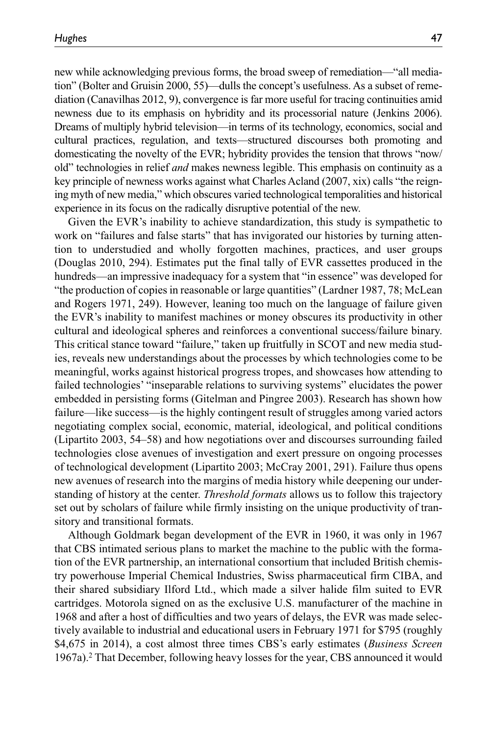new while acknowledging previous forms, the broad sweep of remediation—"all mediation" (Bolter and Gruisin 2000, 55)—dulls the concept's usefulness. As a subset of remediation (Canavilhas 2012, 9), convergence is far more useful for tracing continuities amid newness due to its emphasis on hybridity and its processorial nature (Jenkins 2006). Dreams of multiply hybrid television—in terms of its technology, economics, social and cultural practices, regulation, and texts—structured discourses both promoting and domesticating the novelty of the EVR; hybridity provides the tension that throws "now/old" technologies in relief *and* makes newness legible. This emphasis on continuity as a key principle of newness works against what Charles Acland (2007, xix) calls "the reigning myth of new media," which obscures varied technological temporalities and historical experience in its focus on the radically disruptive potential of the new.

Given the EVR's inability to achieve standardization, this study is sympathetic to work on "failures and false starts" that has invigorated our histories by turning attention to understudied and wholly forgotten machines, practices, and user groups (Douglas 2010, 294). Estimates put the final tally of EVR cassettes produced in the hundreds—an impressive inadequacy for a system that "in essence" was developed for "the production of copies in reasonable or large quantities" (Lardner 1987, 78; McLean and Rogers 1971, 249). However, leaning too much on the language of failure given the EVR's inability to manifest machines or money obscures its productivity in other cultural and ideological spheres and reinforces a conventional success/failure binary. This critical stance toward "failure," taken up fruitfully in SCOT and new media studies, reveals new understandings about the processes by which technologies come to be meaningful, works against historical progress tropes, and showcases how attending to failed technologies' "inseparable relations to surviving systems" elucidates the power embedded in persisting forms (Gitelman and Pingree 2003). Research has shown how failure—like success—is the highly contingent result of struggles among varied actors negotiating complex social, economic, material, ideological, and political conditions (Lipartito 2003, 54–58) and how negotiations over and discourses surrounding failed technologies close avenues of investigation and exert pressure on ongoing processes of technological development (Lipartito 2003; McCray 2001, 291). Failure thus opens new avenues of research into the margins of media history while deepening our understanding of history at the center. *Threshold formats* allows us to follow this trajectory set out by scholars of failure while firmly insisting on the unique productivity of transitory and transitional formats.

Although Goldmark began development of the EVR in 1960, it was only in 1967 that CBS intimated serious plans to market the machine to the public with the formation of the EVR partnership, an international consortium that included British chemistry powerhouse Imperial Chemical Industries, Swiss pharmaceutical firm CIBA, and their shared subsidiary Ilford Ltd., which made a silver halide film suited to EVR cartridges. Motorola signed on as the exclusive U.S. manufacturer of the machine in 1968 and after a host of difficulties and two years of delays, the EVR was made selectively available to industrial and educational users in February 1971 for $795 (roughly $4,675 in 2014), a cost almost three times CBS's early estimates (*Business Screen* 1967a).[2] That December, following heavy losses for the year, CBS announced it would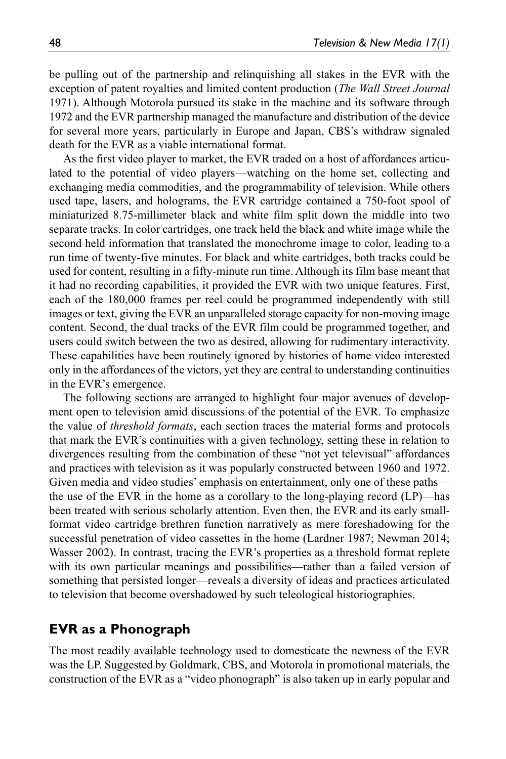be pulling out of the partnership and relinquishing all stakes in the EVR with the exception of patent royalties and limited content production (*The Wall Street Journal* 1971). Although Motorola pursued its stake in the machine and its software through 1972 and the EVR partnership managed the manufacture and distribution of the device for several more years, particularly in Europe and Japan, CBS's withdraw signaled death for the EVR as a viable international format.

As the first video player to market, the EVR traded on a host of affordances articulated to the potential of video players—watching on the home set, collecting and exchanging media commodities, and the programmability of television. While others used tape, lasers, and holograms, the EVR cartridge contained a 750-foot spool of miniaturized 8.75-millimeter black and white film split down the middle into two separate tracks. In color cartridges, one track held the black and white image while the second held information that translated the monochrome image to color, leading to a run time of twenty-five minutes. For black and white cartridges, both tracks could be used for content, resulting in a fifty-minute run time. Although its film base meant that it had no recording capabilities, it provided the EVR with two unique features. First, each of the 180,000 frames per reel could be programmed independently with still images or text, giving the EVR an unparalleled storage capacity for non-moving image content. Second, the dual tracks of the EVR film could be programmed together, and users could switch between the two as desired, allowing for rudimentary interactivity. These capabilities have been routinely ignored by histories of home video interested only in the affordances of the victors, yet they are central to understanding continuities in the EVR's emergence.

The following sections are arranged to highlight four major avenues of development open to television amid discussions of the potential of the EVR. To emphasize the value of *threshold formats*, each section traces the material forms and protocols that mark the EVR's continuities with a given technology, setting these in relation to divergences resulting from the combination of these "not yet televisual" affordances and practices with television as it was popularly constructed between 1960 and 1972. Given media and video studies' emphasis on entertainment, only one of these paths—the use of the EVR in the home as a corollary to the long-playing record (LP)—has been treated with serious scholarly attention. Even then, the EVR and its early small-format video cartridge brethren function narratively as mere foreshadowing for the successful penetration of video cassettes in the home (Lardner 1987; Newman 2014; Wasser 2002). In contrast, tracing the EVR's properties as a threshold format replete with its own particular meanings and possibilities—rather than a failed version of something that persisted longer—reveals a diversity of ideas and practices articulated to television that become overshadowed by such teleological historiographies.

## EVR as a Phonograph

The most readily available technology used to domesticate the newness of the EVR was the LP. Suggested by Goldmark, CBS, and Motorola in promotional materials, the construction of the EVR as a "video phonograph" is also taken up in early popular and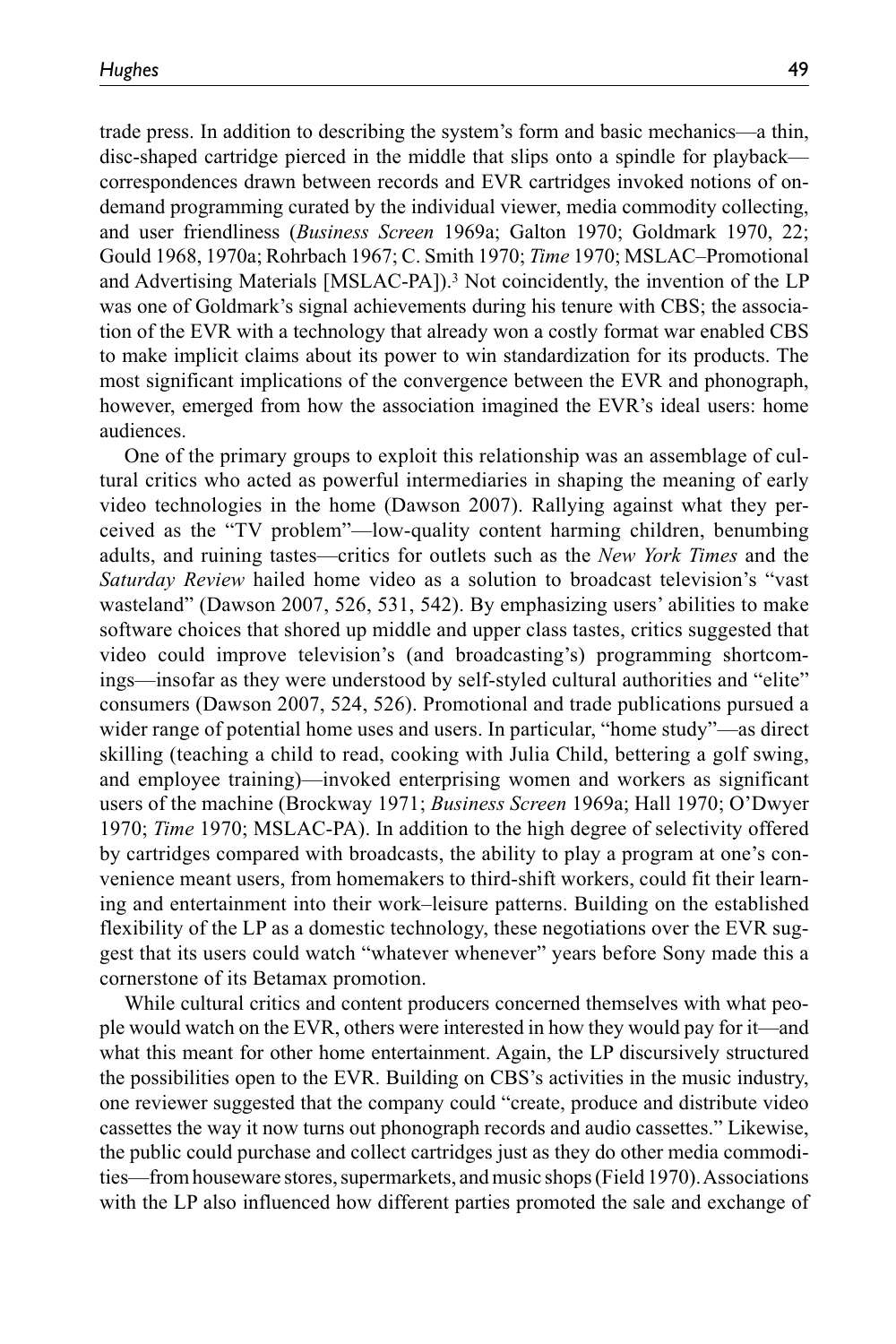trade press. In addition to describing the system's form and basic mechanics—a thin, disc-shaped cartridge pierced in the middle that slips onto a spindle for playback—correspondences drawn between records and EVR cartridges invoked notions of on-demand programming curated by the individual viewer, media commodity collecting, and user friendliness (*Business Screen* 1969a; Galton 1970; Goldmark 1970, 22; Gould 1968, 1970a; Rohrbach 1967; C. Smith 1970; *Time* 1970; MSLAC–Promotional and Advertising Materials [MSLAC-PA]).[3] Not coincidently, the invention of the LP was one of Goldmark's signal achievements during his tenure with CBS; the association of the EVR with a technology that already won a costly format war enabled CBS to make implicit claims about its power to win standardization for its products. The most significant implications of the convergence between the EVR and phonograph, however, emerged from how the association imagined the EVR's ideal users: home audiences.

One of the primary groups to exploit this relationship was an assemblage of cultural critics who acted as powerful intermediaries in shaping the meaning of early video technologies in the home (Dawson 2007). Rallying against what they perceived as the "TV problem"—low-quality content harming children, benumbing adults, and ruining tastes—critics for outlets such as the *New York Times* and the *Saturday Review* hailed home video as a solution to broadcast television's "vast wasteland" (Dawson 2007, 526, 531, 542). By emphasizing users' abilities to make software choices that shored up middle and upper class tastes, critics suggested that video could improve television's (and broadcasting's) programming shortcomings—insofar as they were understood by self-styled cultural authorities and "elite" consumers (Dawson 2007, 524, 526). Promotional and trade publications pursued a wider range of potential home uses and users. In particular, "home study"—as direct skilling (teaching a child to read, cooking with Julia Child, bettering a golf swing, and employee training)—invoked enterprising women and workers as significant users of the machine (Brockway 1971; *Business Screen* 1969a; Hall 1970; O'Dwyer 1970; *Time* 1970; MSLAC-PA). In addition to the high degree of selectivity offered by cartridges compared with broadcasts, the ability to play a program at one's convenience meant users, from homemakers to third-shift workers, could fit their learning and entertainment into their work–leisure patterns. Building on the established flexibility of the LP as a domestic technology, these negotiations over the EVR suggest that its users could watch "whatever whenever" years before Sony made this a cornerstone of its Betamax promotion.

While cultural critics and content producers concerned themselves with what people would watch on the EVR, others were interested in how they would pay for it—and what this meant for other home entertainment. Again, the LP discursively structured the possibilities open to the EVR. Building on CBS's activities in the music industry, one reviewer suggested that the company could "create, produce and distribute video cassettes the way it now turns out phonograph records and audio cassettes." Likewise, the public could purchase and collect cartridges just as they do other media commodities—from houseware stores, supermarkets, and music shops (Field 1970). Associations with the LP also influenced how different parties promoted the sale and exchange of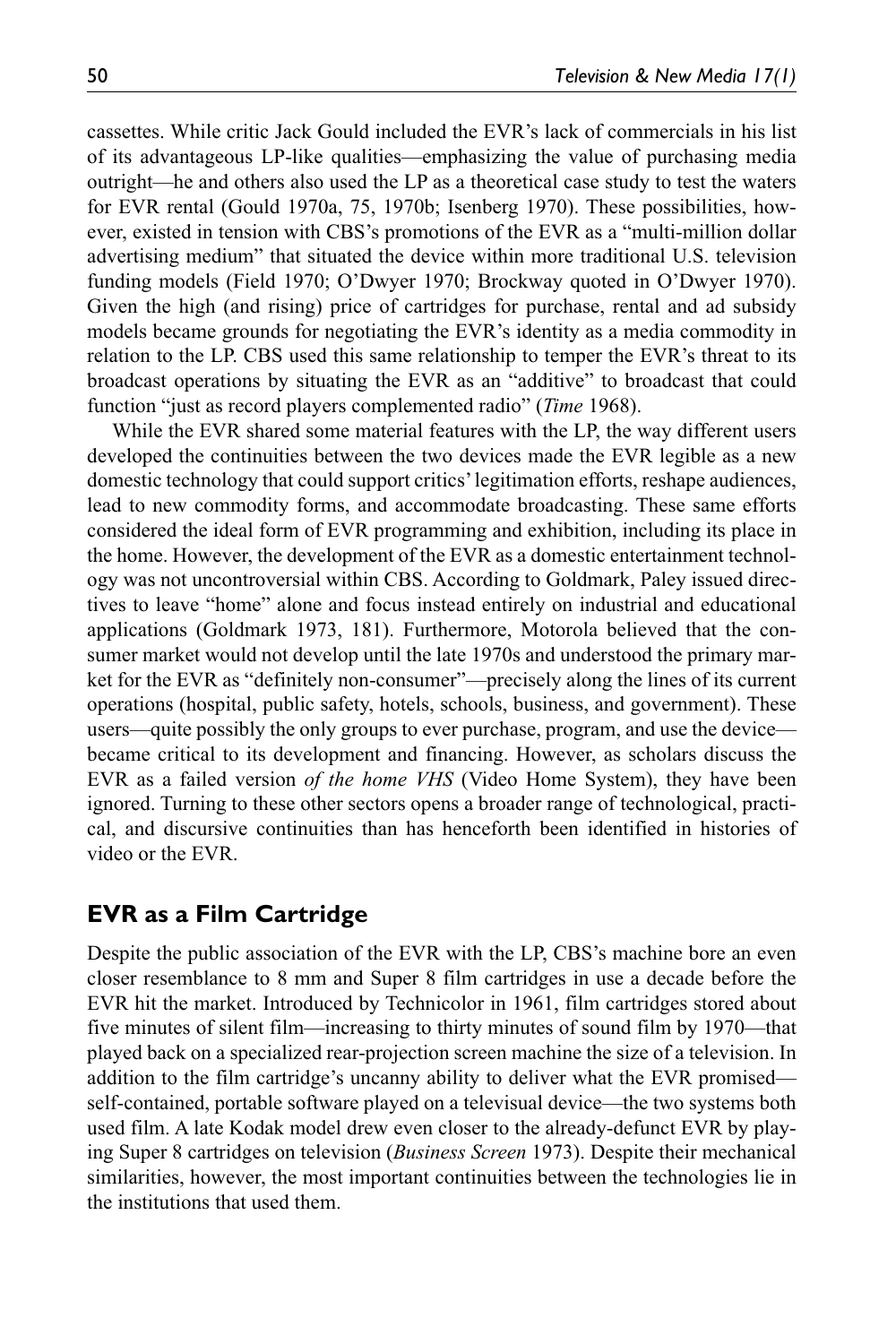cassettes. While critic Jack Gould included the EVR's lack of commercials in his list of its advantageous LP-like qualities—emphasizing the value of purchasing media outright—he and others also used the LP as a theoretical case study to test the waters for EVR rental (Gould 1970a, 75, 1970b; Isenberg 1970). These possibilities, however, existed in tension with CBS's promotions of the EVR as a "multi-million dollar advertising medium" that situated the device within more traditional U.S. television funding models (Field 1970; O'Dwyer 1970; Brockway quoted in O'Dwyer 1970). Given the high (and rising) price of cartridges for purchase, rental and ad subsidy models became grounds for negotiating the EVR's identity as a media commodity in relation to the LP. CBS used this same relationship to temper the EVR's threat to its broadcast operations by situating the EVR as an "additive" to broadcast that could function "just as record players complemented radio" (*Time* 1968).

While the EVR shared some material features with the LP, the way different users developed the continuities between the two devices made the EVR legible as a new domestic technology that could support critics' legitimation efforts, reshape audiences, lead to new commodity forms, and accommodate broadcasting. These same efforts considered the ideal form of EVR programming and exhibition, including its place in the home. However, the development of the EVR as a domestic entertainment technology was not uncontroversial within CBS. According to Goldmark, Paley issued directives to leave "home" alone and focus instead entirely on industrial and educational applications (Goldmark 1973, 181). Furthermore, Motorola believed that the consumer market would not develop until the late 1970s and understood the primary market for the EVR as "definitely non-consumer"—precisely along the lines of its current operations (hospital, public safety, hotels, schools, business, and government). These users—quite possibly the only groups to ever purchase, program, and use the device—became critical to its development and financing. However, as scholars discuss the EVR as a failed version *of the home VHS* (Video Home System), they have been ignored. Turning to these other sectors opens a broader range of technological, practical, and discursive continuities than has henceforth been identified in histories of video or the EVR.

## EVR as a Film Cartridge

Despite the public association of the EVR with the LP, CBS's machine bore an even closer resemblance to 8 mm and Super 8 film cartridges in use a decade before the EVR hit the market. Introduced by Technicolor in 1961, film cartridges stored about five minutes of silent film—increasing to thirty minutes of sound film by 1970—that played back on a specialized rear-projection screen machine the size of a television. In addition to the film cartridge's uncanny ability to deliver what the EVR promised—self-contained, portable software played on a televisual device—the two systems both used film. A late Kodak model drew even closer to the already-defunct EVR by playing Super 8 cartridges on television (*Business Screen* 1973). Despite their mechanical similarities, however, the most important continuities between the technologies lie in the institutions that used them.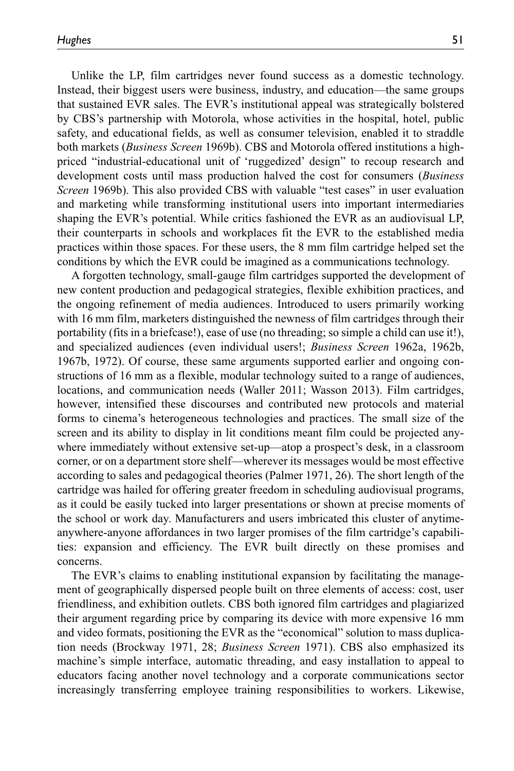Unlike the LP, film cartridges never found success as a domestic technology. Instead, their biggest users were business, industry, and education—the same groups that sustained EVR sales. The EVR's institutional appeal was strategically bolstered by CBS's partnership with Motorola, whose activities in the hospital, hotel, public safety, and educational fields, as well as consumer television, enabled it to straddle both markets (*Business Screen* 1969b). CBS and Motorola offered institutions a high-priced "industrial-educational unit of 'ruggedized' design" to recoup research and development costs until mass production halved the cost for consumers (*Business Screen* 1969b). This also provided CBS with valuable "test cases" in user evaluation and marketing while transforming institutional users into important intermediaries shaping the EVR's potential. While critics fashioned the EVR as an audiovisual LP, their counterparts in schools and workplaces fit the EVR to the established media practices within those spaces. For these users, the 8 mm film cartridge helped set the conditions by which the EVR could be imagined as a communications technology.

A forgotten technology, small-gauge film cartridges supported the development of new content production and pedagogical strategies, flexible exhibition practices, and the ongoing refinement of media audiences. Introduced to users primarily working with 16 mm film, marketers distinguished the newness of film cartridges through their portability (fits in a briefcase!), ease of use (no threading; so simple a child can use it!), and specialized audiences (even individual users!; *Business Screen* 1962a, 1962b, 1967b, 1972). Of course, these same arguments supported earlier and ongoing constructions of 16 mm as a flexible, modular technology suited to a range of audiences, locations, and communication needs (Waller 2011; Wasson 2013). Film cartridges, however, intensified these discourses and contributed new protocols and material forms to cinema's heterogeneous technologies and practices. The small size of the screen and its ability to display in lit conditions meant film could be projected anywhere immediately without extensive set-up—atop a prospect's desk, in a classroom corner, or on a department store shelf—wherever its messages would be most effective according to sales and pedagogical theories (Palmer 1971, 26). The short length of the cartridge was hailed for offering greater freedom in scheduling audiovisual programs, as it could be easily tucked into larger presentations or shown at precise moments of the school or work day. Manufacturers and users imbricated this cluster of anytime-anywhere-anyone affordances in two larger promises of the film cartridge's capabilities: expansion and efficiency. The EVR built directly on these promises and concerns.

The EVR's claims to enabling institutional expansion by facilitating the management of geographically dispersed people built on three elements of access: cost, user friendliness, and exhibition outlets. CBS both ignored film cartridges and plagiarized their argument regarding price by comparing its device with more expensive 16 mm and video formats, positioning the EVR as the "economical" solution to mass duplication needs (Brockway 1971, 28; *Business Screen* 1971). CBS also emphasized its machine's simple interface, automatic threading, and easy installation to appeal to educators facing another novel technology and a corporate communications sector increasingly transferring employee training responsibilities to workers. Likewise,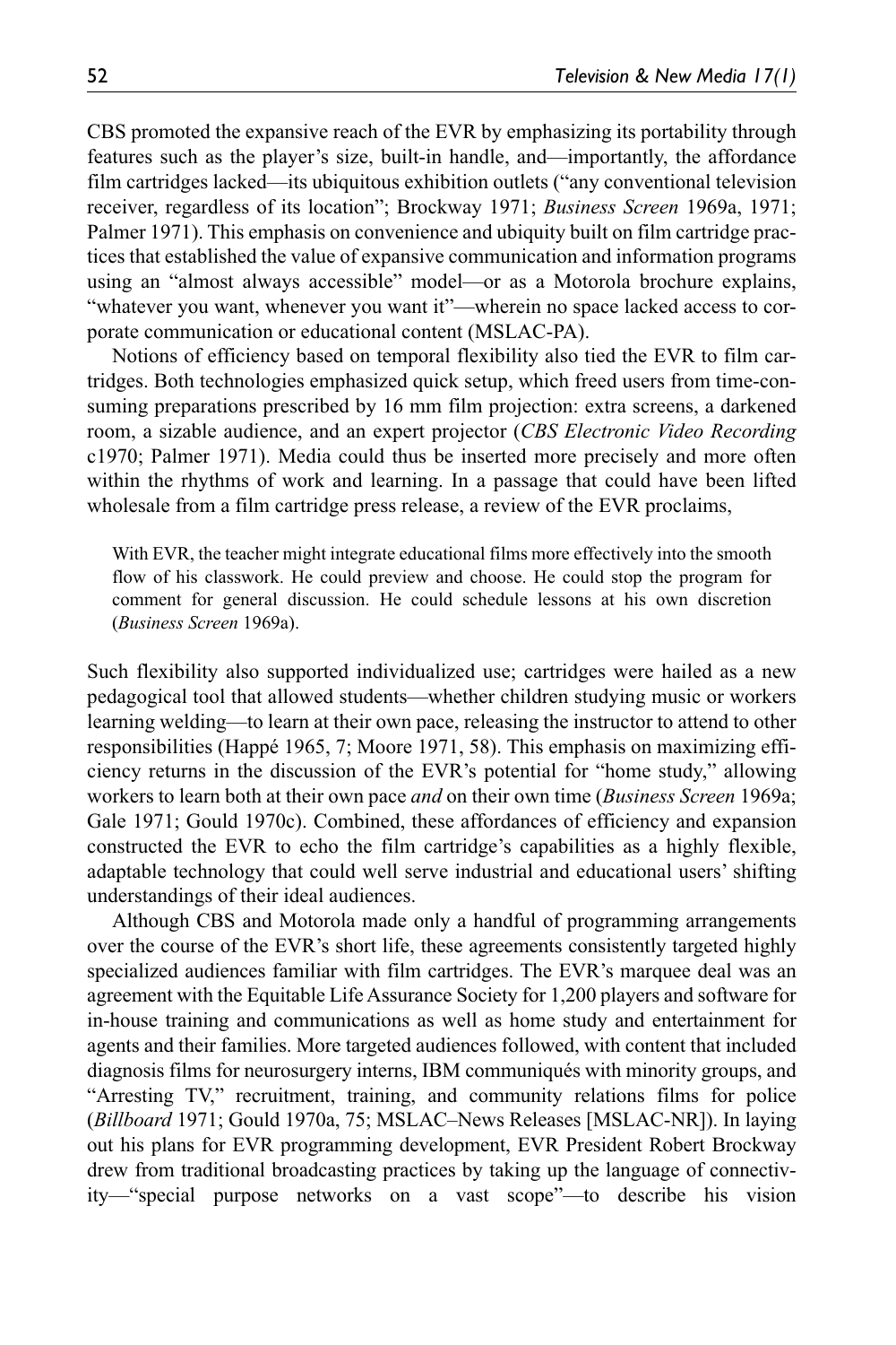CBS promoted the expansive reach of the EVR by emphasizing its portability through features such as the player's size, built-in handle, and—importantly, the affordance film cartridges lacked—its ubiquitous exhibition outlets ("any conventional television receiver, regardless of its location"; Brockway 1971; *Business Screen* 1969a, 1971; Palmer 1971). This emphasis on convenience and ubiquity built on film cartridge practices that established the value of expansive communication and information programs using an "almost always accessible" model—or as a Motorola brochure explains, "whatever you want, whenever you want it"—wherein no space lacked access to corporate communication or educational content (MSLAC-PA).

Notions of efficiency based on temporal flexibility also tied the EVR to film cartridges. Both technologies emphasized quick setup, which freed users from time-consuming preparations prescribed by 16 mm film projection: extra screens, a darkened room, a sizable audience, and an expert projector (*CBS Electronic Video Recording* c1970; Palmer 1971). Media could thus be inserted more precisely and more often within the rhythms of work and learning. In a passage that could have been lifted wholesale from a film cartridge press release, a review of the EVR proclaims,

> With EVR, the teacher might integrate educational films more effectively into the smooth flow of his classwork. He could preview and choose. He could stop the program for comment for general discussion. He could schedule lessons at his own discretion (*Business Screen* 1969a).

Such flexibility also supported individualized use; cartridges were hailed as a new pedagogical tool that allowed students—whether children studying music or workers learning welding—to learn at their own pace, releasing the instructor to attend to other responsibilities (Happé 1965, 7; Moore 1971, 58). This emphasis on maximizing efficiency returns in the discussion of the EVR's potential for "home study," allowing workers to learn both at their own pace *and* on their own time (*Business Screen* 1969a; Gale 1971; Gould 1970c). Combined, these affordances of efficiency and expansion constructed the EVR to echo the film cartridge's capabilities as a highly flexible, adaptable technology that could well serve industrial and educational users' shifting understandings of their ideal audiences.

Although CBS and Motorola made only a handful of programming arrangements over the course of the EVR's short life, these agreements consistently targeted highly specialized audiences familiar with film cartridges. The EVR's marquee deal was an agreement with the Equitable Life Assurance Society for 1,200 players and software for in-house training and communications as well as home study and entertainment for agents and their families. More targeted audiences followed, with content that included diagnosis films for neurosurgery interns, IBM communiqués with minority groups, and "Arresting TV," recruitment, training, and community relations films for police (*Billboard* 1971; Gould 1970a, 75; MSLAC–News Releases [MSLAC-NR]). In laying out his plans for EVR programming development, EVR President Robert Brockway drew from traditional broadcasting practices by taking up the language of connectivity—"special purpose networks on a vast scope"—to describe his vision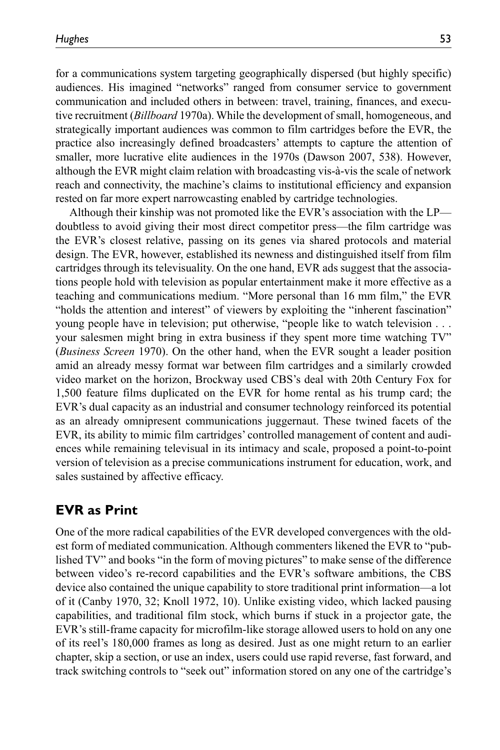for a communications system targeting geographically dispersed (but highly specific) audiences. His imagined "networks" ranged from consumer service to government communication and included others in between: travel, training, finances, and executive recruitment (*Billboard* 1970a). While the development of small, homogeneous, and strategically important audiences was common to film cartridges before the EVR, the practice also increasingly defined broadcasters' attempts to capture the attention of smaller, more lucrative elite audiences in the 1970s (Dawson 2007, 538). However, although the EVR might claim relation with broadcasting vis-à-vis the scale of network reach and connectivity, the machine's claims to institutional efficiency and expansion rested on far more expert narrowcasting enabled by cartridge technologies.

Although their kinship was not promoted like the EVR's association with the LP—doubtless to avoid giving their most direct competitor press—the film cartridge was the EVR's closest relative, passing on its genes via shared protocols and material design. The EVR, however, established its newness and distinguished itself from film cartridges through its televisuality. On the one hand, EVR ads suggest that the associations people hold with television as popular entertainment make it more effective as a teaching and communications medium. "More personal than 16 mm film," the EVR "holds the attention and interest" of viewers by exploiting the "inherent fascination" young people have in television; put otherwise, "people like to watch television . . . your salesmen might bring in extra business if they spent more time watching TV" (*Business Screen* 1970). On the other hand, when the EVR sought a leader position amid an already messy format war between film cartridges and a similarly crowded video market on the horizon, Brockway used CBS's deal with 20th Century Fox for 1,500 feature films duplicated on the EVR for home rental as his trump card; the EVR's dual capacity as an industrial and consumer technology reinforced its potential as an already omnipresent communications juggernaut. These twined facets of the EVR, its ability to mimic film cartridges' controlled management of content and audiences while remaining televisual in its intimacy and scale, proposed a point-to-point version of television as a precise communications instrument for education, work, and sales sustained by affective efficacy.

## EVR as Print

One of the more radical capabilities of the EVR developed convergences with the oldest form of mediated communication. Although commenters likened the EVR to "published TV" and books "in the form of moving pictures" to make sense of the difference between video's re-record capabilities and the EVR's software ambitions, the CBS device also contained the unique capability to store traditional print information—a lot of it (Canby 1970, 32; Knoll 1972, 10). Unlike existing video, which lacked pausing capabilities, and traditional film stock, which burns if stuck in a projector gate, the EVR's still-frame capacity for microfilm-like storage allowed users to hold on any one of its reel's 180,000 frames as long as desired. Just as one might return to an earlier chapter, skip a section, or use an index, users could use rapid reverse, fast forward, and track switching controls to "seek out" information stored on any one of the cartridge's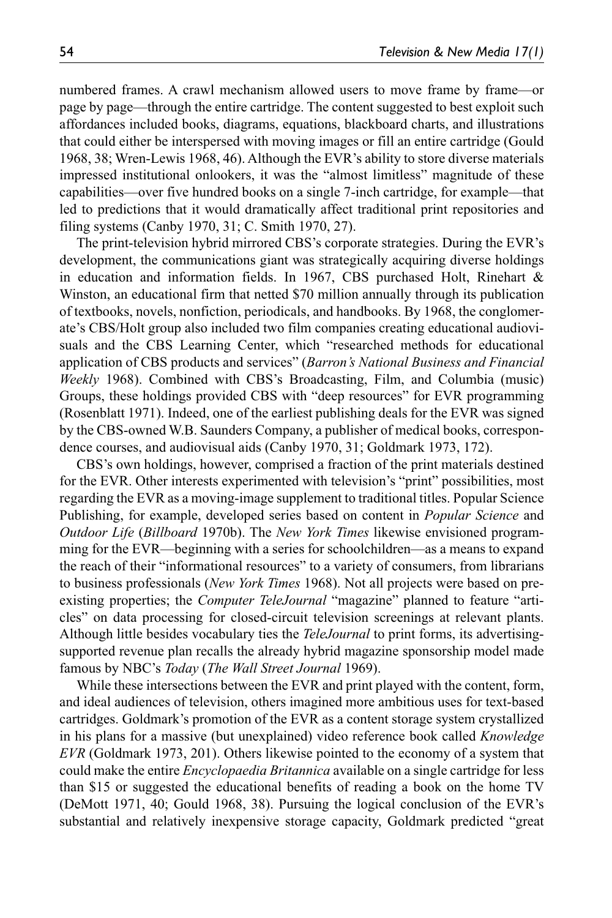numbered frames. A crawl mechanism allowed users to move frame by frame—or page by page—through the entire cartridge. The content suggested to best exploit such affordances included books, diagrams, equations, blackboard charts, and illustrations that could either be interspersed with moving images or fill an entire cartridge (Gould 1968, 38; Wren-Lewis 1968, 46). Although the EVR's ability to store diverse materials impressed institutional onlookers, it was the "almost limitless" magnitude of these capabilities—over five hundred books on a single 7-inch cartridge, for example—that led to predictions that it would dramatically affect traditional print repositories and filing systems (Canby 1970, 31; C. Smith 1970, 27).

The print-television hybrid mirrored CBS's corporate strategies. During the EVR's development, the communications giant was strategically acquiring diverse holdings in education and information fields. In 1967, CBS purchased Holt, Rinehart & Winston, an educational firm that netted $70 million annually through its publication of textbooks, novels, nonfiction, periodicals, and handbooks. By 1968, the conglomerate's CBS/Holt group also included two film companies creating educational audiovisuals and the CBS Learning Center, which "researched methods for educational application of CBS products and services" (*Barron's National Business and Financial Weekly* 1968). Combined with CBS's Broadcasting, Film, and Columbia (music) Groups, these holdings provided CBS with "deep resources" for EVR programming (Rosenblatt 1971). Indeed, one of the earliest publishing deals for the EVR was signed by the CBS-owned W.B. Saunders Company, a publisher of medical books, correspondence courses, and audiovisual aids (Canby 1970, 31; Goldmark 1973, 172).

CBS's own holdings, however, comprised a fraction of the print materials destined for the EVR. Other interests experimented with television's "print" possibilities, most regarding the EVR as a moving-image supplement to traditional titles. Popular Science Publishing, for example, developed series based on content in *Popular Science* and *Outdoor Life* (*Billboard* 1970b). The *New York Times* likewise envisioned programming for the EVR—beginning with a series for schoolchildren—as a means to expand the reach of their "informational resources" to a variety of consumers, from librarians to business professionals (*New York Times* 1968). Not all projects were based on preexisting properties; the *Computer TeleJournal* "magazine" planned to feature "articles" on data processing for closed-circuit television screenings at relevant plants. Although little besides vocabulary ties the *TeleJournal* to print forms, its advertising-supported revenue plan recalls the already hybrid magazine sponsorship model made famous by NBC's *Today* (*The Wall Street Journal* 1969).

While these intersections between the EVR and print played with the content, form, and ideal audiences of television, others imagined more ambitious uses for text-based cartridges. Goldmark's promotion of the EVR as a content storage system crystallized in his plans for a massive (but unexplained) video reference book called *Knowledge EVR* (Goldmark 1973, 201). Others likewise pointed to the economy of a system that could make the entire *Encyclopaedia Britannica* available on a single cartridge for less than $15 or suggested the educational benefits of reading a book on the home TV (DeMott 1971, 40; Gould 1968, 38). Pursuing the logical conclusion of the EVR's substantial and relatively inexpensive storage capacity, Goldmark predicted "great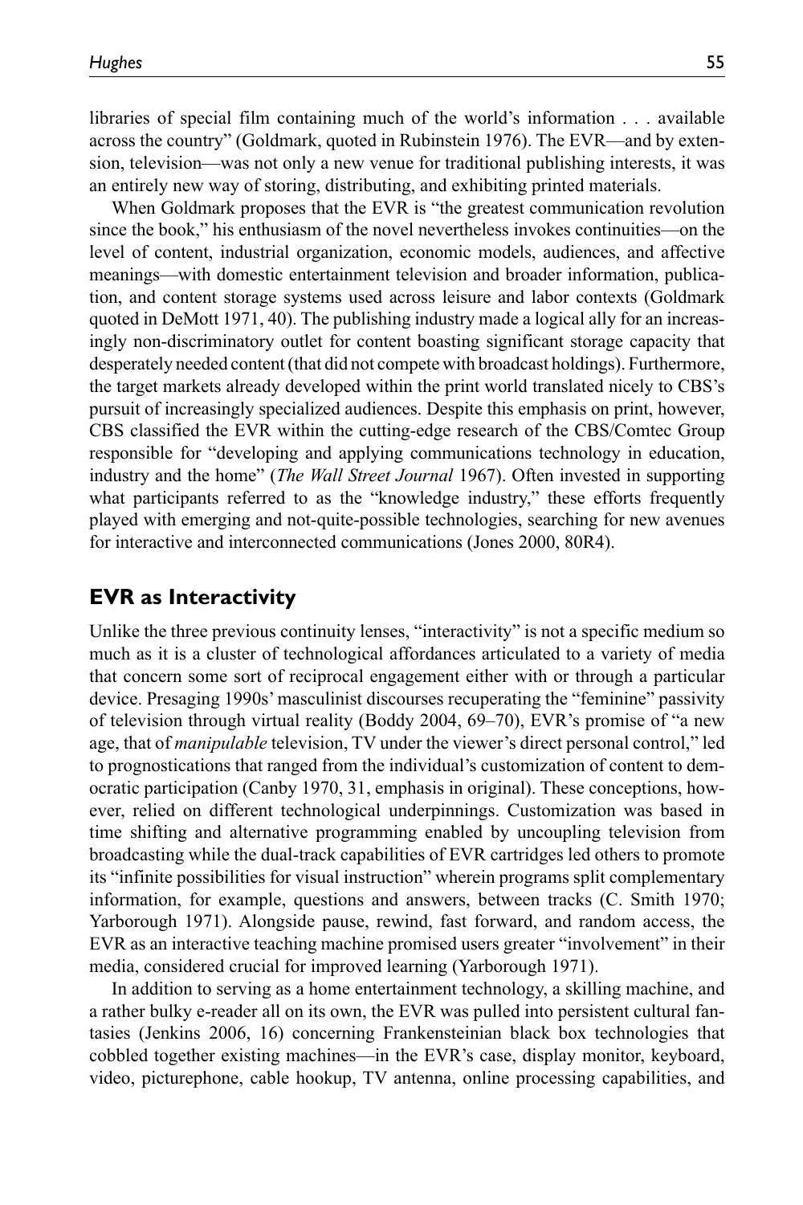libraries of special film containing much of the world's information . . . available across the country" (Goldmark, quoted in Rubinstein 1976). The EVR—and by extension, television—was not only a new venue for traditional publishing interests, it was an entirely new way of storing, distributing, and exhibiting printed materials.

When Goldmark proposes that the EVR is "the greatest communication revolution since the book," his enthusiasm of the novel nevertheless invokes continuities—on the level of content, industrial organization, economic models, audiences, and affective meanings—with domestic entertainment television and broader information, publication, and content storage systems used across leisure and labor contexts (Goldmark quoted in DeMott 1971, 40). The publishing industry made a logical ally for an increasingly non-discriminatory outlet for content boasting significant storage capacity that desperately needed content (that did not compete with broadcast holdings). Furthermore, the target markets already developed within the print world translated nicely to CBS's pursuit of increasingly specialized audiences. Despite this emphasis on print, however, CBS classified the EVR within the cutting-edge research of the CBS/Comtec Group responsible for "developing and applying communications technology in education, industry and the home" (*The Wall Street Journal* 1967). Often invested in supporting what participants referred to as the "knowledge industry," these efforts frequently played with emerging and not-quite-possible technologies, searching for new avenues for interactive and interconnected communications (Jones 2000, 80R4).

## EVR as Interactivity

Unlike the three previous continuity lenses, "interactivity" is not a specific medium so much as it is a cluster of technological affordances articulated to a variety of media that concern some sort of reciprocal engagement either with or through a particular device. Presaging 1990s' masculinist discourses recuperating the "feminine" passivity of television through virtual reality (Boddy 2004, 69–70), EVR's promise of "a new age, that of *manipulable* television, TV under the viewer's direct personal control," led to prognostications that ranged from the individual's customization of content to democratic participation (Canby 1970, 31, emphasis in original). These conceptions, however, relied on different technological underpinnings. Customization was based in time shifting and alternative programming enabled by uncoupling television from broadcasting while the dual-track capabilities of EVR cartridges led others to promote its "infinite possibilities for visual instruction" wherein programs split complementary information, for example, questions and answers, between tracks (C. Smith 1970; Yarborough 1971). Alongside pause, rewind, fast forward, and random access, the EVR as an interactive teaching machine promised users greater "involvement" in their media, considered crucial for improved learning (Yarborough 1971).

In addition to serving as a home entertainment technology, a skilling machine, and a rather bulky e-reader all on its own, the EVR was pulled into persistent cultural fantasies (Jenkins 2006, 16) concerning Frankensteinian black box technologies that cobbled together existing machines—in the EVR's case, display monitor, keyboard, video, picturephone, cable hookup, TV antenna, online processing capabilities, and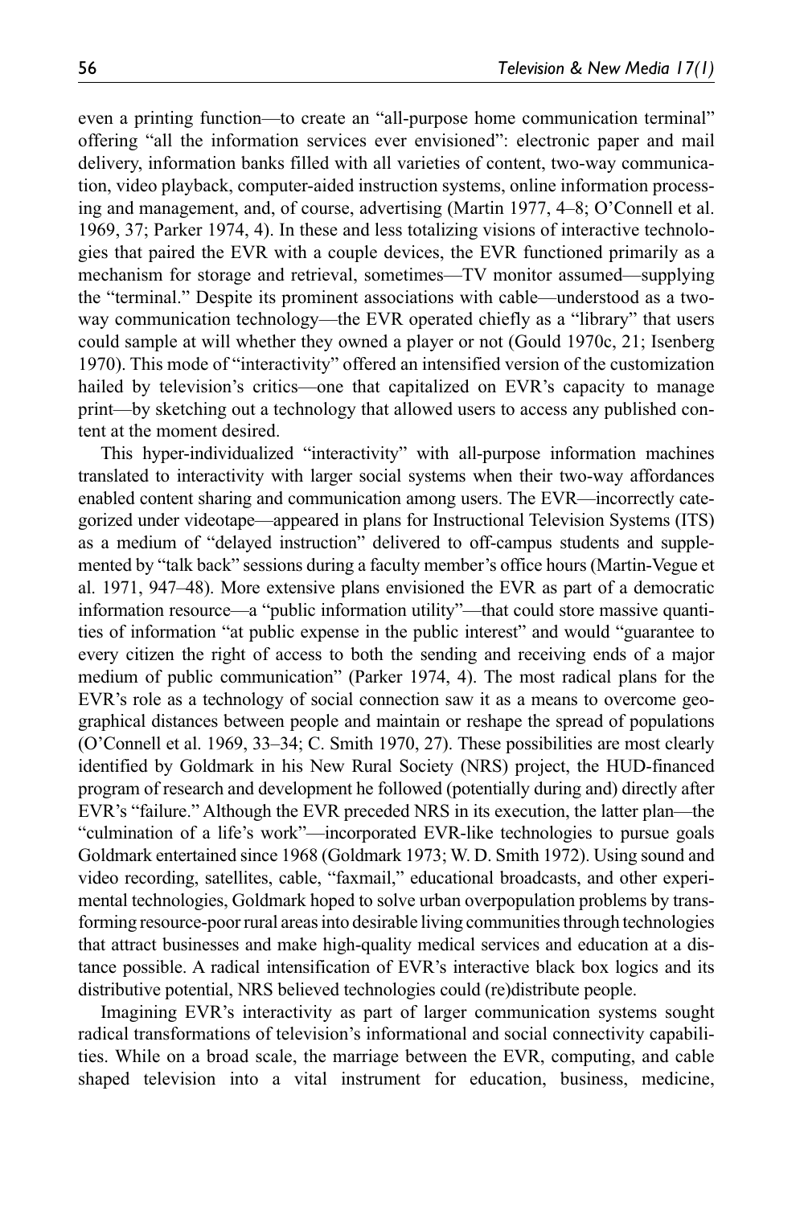even a printing function—to create an "all-purpose home communication terminal" offering "all the information services ever envisioned": electronic paper and mail delivery, information banks filled with all varieties of content, two-way communication, video playback, computer-aided instruction systems, online information processing and management, and, of course, advertising (Martin 1977, 4–8; O'Connell et al. 1969, 37; Parker 1974, 4). In these and less totalizing visions of interactive technologies that paired the EVR with a couple devices, the EVR functioned primarily as a mechanism for storage and retrieval, sometimes—TV monitor assumed—supplying the "terminal." Despite its prominent associations with cable—understood as a two-way communication technology—the EVR operated chiefly as a "library" that users could sample at will whether they owned a player or not (Gould 1970c, 21; Isenberg 1970). This mode of "interactivity" offered an intensified version of the customization hailed by television's critics—one that capitalized on EVR's capacity to manage print—by sketching out a technology that allowed users to access any published content at the moment desired.

This hyper-individualized "interactivity" with all-purpose information machines translated to interactivity with larger social systems when their two-way affordances enabled content sharing and communication among users. The EVR—incorrectly categorized under videotape—appeared in plans for Instructional Television Systems (ITS) as a medium of "delayed instruction" delivered to off-campus students and supplemented by "talk back" sessions during a faculty member's office hours (Martin-Vegue et al. 1971, 947–48). More extensive plans envisioned the EVR as part of a democratic information resource—a "public information utility"—that could store massive quantities of information "at public expense in the public interest" and would "guarantee to every citizen the right of access to both the sending and receiving ends of a major medium of public communication" (Parker 1974, 4). The most radical plans for the EVR's role as a technology of social connection saw it as a means to overcome geographical distances between people and maintain or reshape the spread of populations (O'Connell et al. 1969, 33–34; C. Smith 1970, 27). These possibilities are most clearly identified by Goldmark in his New Rural Society (NRS) project, the HUD-financed program of research and development he followed (potentially during and) directly after EVR's "failure." Although the EVR preceded NRS in its execution, the latter plan—the "culmination of a life's work"—incorporated EVR-like technologies to pursue goals Goldmark entertained since 1968 (Goldmark 1973; W. D. Smith 1972). Using sound and video recording, satellites, cable, "faxmail," educational broadcasts, and other experimental technologies, Goldmark hoped to solve urban overpopulation problems by transforming resource-poor rural areas into desirable living communities through technologies that attract businesses and make high-quality medical services and education at a distance possible. A radical intensification of EVR's interactive black box logics and its distributive potential, NRS believed technologies could (re)distribute people.

Imagining EVR's interactivity as part of larger communication systems sought radical transformations of television's informational and social connectivity capabilities. While on a broad scale, the marriage between the EVR, computing, and cable shaped television into a vital instrument for education, business, medicine,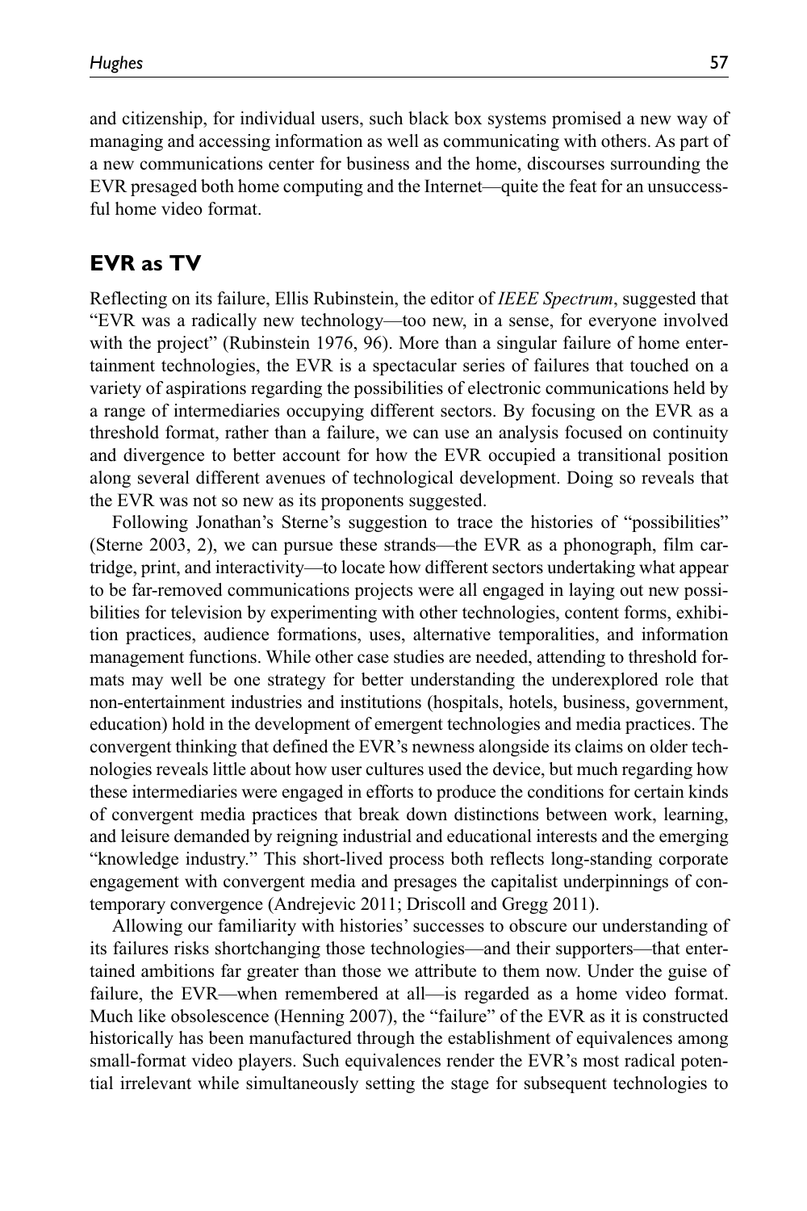and citizenship, for individual users, such black box systems promised a new way of managing and accessing information as well as communicating with others. As part of a new communications center for business and the home, discourses surrounding the EVR presaged both home computing and the Internet—quite the feat for an unsuccessful home video format.

## EVR as TV

Reflecting on its failure, Ellis Rubinstein, the editor of *IEEE Spectrum*, suggested that "EVR was a radically new technology—too new, in a sense, for everyone involved with the project" (Rubinstein 1976, 96). More than a singular failure of home entertainment technologies, the EVR is a spectacular series of failures that touched on a variety of aspirations regarding the possibilities of electronic communications held by a range of intermediaries occupying different sectors. By focusing on the EVR as a threshold format, rather than a failure, we can use an analysis focused on continuity and divergence to better account for how the EVR occupied a transitional position along several different avenues of technological development. Doing so reveals that the EVR was not so new as its proponents suggested.

Following Jonathan's Sterne's suggestion to trace the histories of "possibilities" (Sterne 2003, 2), we can pursue these strands—the EVR as a phonograph, film cartridge, print, and interactivity—to locate how different sectors undertaking what appear to be far-removed communications projects were all engaged in laying out new possibilities for television by experimenting with other technologies, content forms, exhibition practices, audience formations, uses, alternative temporalities, and information management functions. While other case studies are needed, attending to threshold formats may well be one strategy for better understanding the underexplored role that non-entertainment industries and institutions (hospitals, hotels, business, government, education) hold in the development of emergent technologies and media practices. The convergent thinking that defined the EVR's newness alongside its claims on older technologies reveals little about how user cultures used the device, but much regarding how these intermediaries were engaged in efforts to produce the conditions for certain kinds of convergent media practices that break down distinctions between work, learning, and leisure demanded by reigning industrial and educational interests and the emerging "knowledge industry." This short-lived process both reflects long-standing corporate engagement with convergent media and presages the capitalist underpinnings of contemporary convergence (Andrejevic 2011; Driscoll and Gregg 2011).

Allowing our familiarity with histories' successes to obscure our understanding of its failures risks shortchanging those technologies—and their supporters—that entertained ambitions far greater than those we attribute to them now. Under the guise of failure, the EVR—when remembered at all—is regarded as a home video format. Much like obsolescence (Henning 2007), the "failure" of the EVR as it is constructed historically has been manufactured through the establishment of equivalences among small-format video players. Such equivalences render the EVR's most radical potential irrelevant while simultaneously setting the stage for subsequent technologies to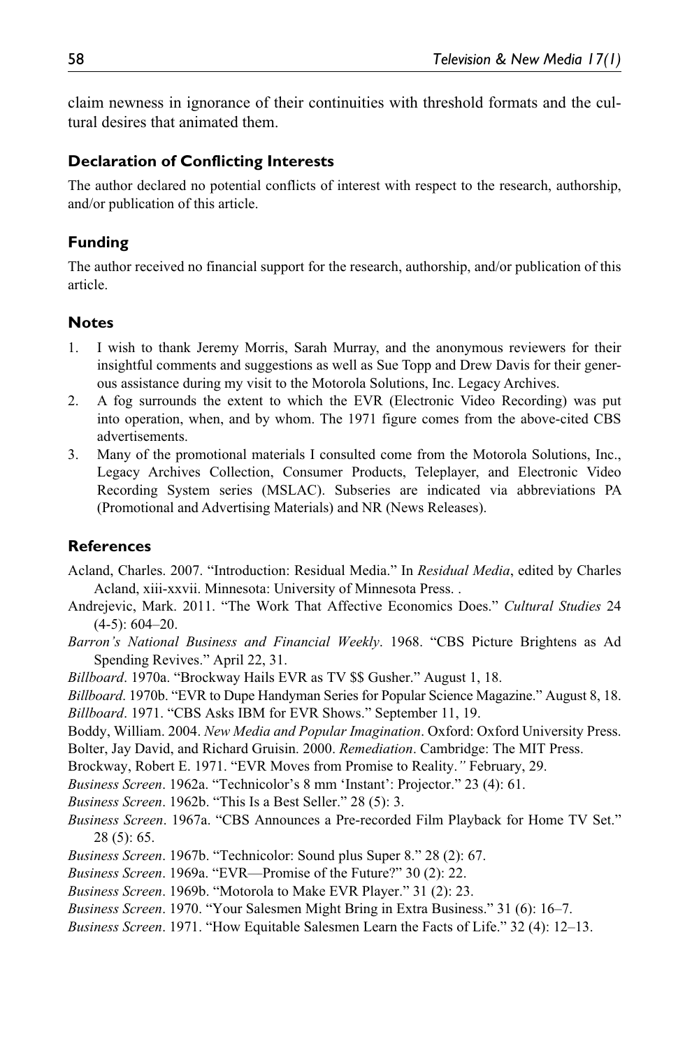claim newness in ignorance of their continuities with threshold formats and the cultural desires that animated them.

### Declaration of Conflicting Interests

The author declared no potential conflicts of interest with respect to the research, authorship, and/or publication of this article.

### Funding

The author received no financial support for the research, authorship, and/or publication of this article.

### Notes

1. I wish to thank Jeremy Morris, Sarah Murray, and the anonymous reviewers for their insightful comments and suggestions as well as Sue Topp and Drew Davis for their generous assistance during my visit to the Motorola Solutions, Inc. Legacy Archives.
2. A fog surrounds the extent to which the EVR (Electronic Video Recording) was put into operation, when, and by whom. The 1971 figure comes from the above-cited CBS advertisements.
3. Many of the promotional materials I consulted come from the Motorola Solutions, Inc., Legacy Archives Collection, Consumer Products, Teleplayer, and Electronic Video Recording System series (MSLAC). Subseries are indicated via abbreviations PA (Promotional and Advertising Materials) and NR (News Releases).

### References

Acland, Charles. 2007. "Introduction: Residual Media." In *Residual Media*, edited by Charles Acland, xiii-xxvii. Minnesota: University of Minnesota Press. .

Andrejevic, Mark. 2011. "The Work That Affective Economics Does." *Cultural Studies* 24 (4-5): 604–20.

*Barron's National Business and Financial Weekly*. 1968. "CBS Picture Brightens as Ad Spending Revives." April 22, 31.

*Billboard*. 1970a. "Brockway Hails EVR as TV $$ Gusher." August 1, 18.

*Billboard*. 1970b. "EVR to Dupe Handyman Series for Popular Science Magazine." August 8, 18.

*Billboard*. 1971. "CBS Asks IBM for EVR Shows." September 11, 19.

Boddy, William. 2004. *New Media and Popular Imagination*. Oxford: Oxford University Press.

Bolter, Jay David, and Richard Gruisin. 2000. *Remediation*. Cambridge: The MIT Press.

Brockway, Robert E. 1971. "EVR Moves from Promise to Reality*."* February, 29.

*Business Screen*. 1962a. "Technicolor's 8 mm 'Instant': Projector." 23 (4): 61.

*Business Screen*. 1962b. "This Is a Best Seller." 28 (5): 3.

*Business Screen*. 1967a. "CBS Announces a Pre-recorded Film Playback for Home TV Set." 28 (5): 65.

*Business Screen*. 1967b. "Technicolor: Sound plus Super 8." 28 (2): 67.

*Business Screen*. 1969a. "EVR—Promise of the Future?" 30 (2): 22.

*Business Screen*. 1969b. "Motorola to Make EVR Player." 31 (2): 23.

*Business Screen*. 1970. "Your Salesmen Might Bring in Extra Business." 31 (6): 16–7.

*Business Screen*. 1971. "How Equitable Salesmen Learn the Facts of Life." 32 (4): 12–13.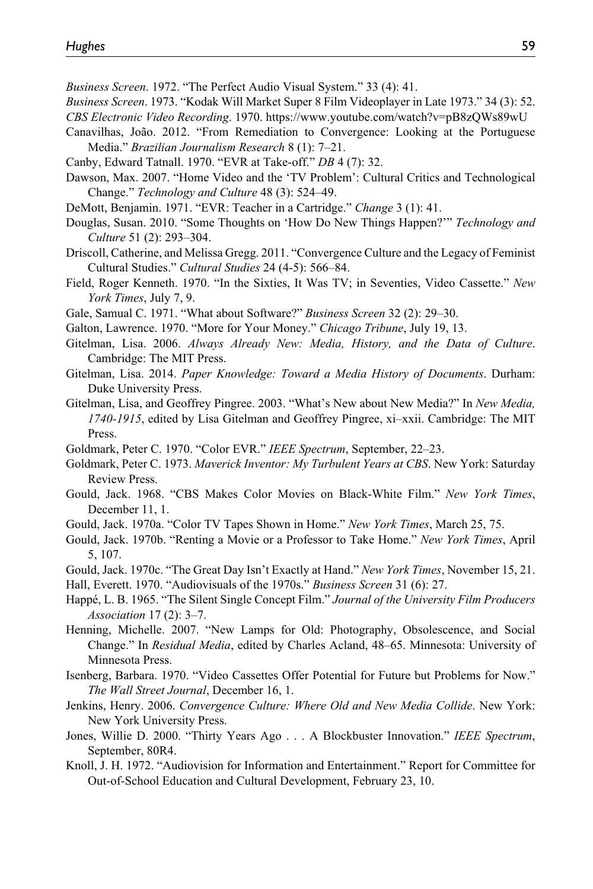*Business Screen*. 1972. "The Perfect Audio Visual System." 33 (4): 41.

*Business Screen*. 1973. "Kodak Will Market Super 8 Film Videoplayer in Late 1973." 34 (3): 52.

*CBS Electronic Video Recording*. 1970. https://www.youtube.com/watch?v=pB8zQWs89wU

Canavilhas, João. 2012. "From Remediation to Convergence: Looking at the Portuguese Media." *Brazilian Journalism Research* 8 (1): 7–21.

Canby, Edward Tatnall. 1970. "EVR at Take-off." *DB* 4 (7): 32.

Dawson, Max. 2007. "Home Video and the 'TV Problem': Cultural Critics and Technological Change." *Technology and Culture* 48 (3): 524–49.

DeMott, Benjamin. 1971. "EVR: Teacher in a Cartridge." *Change* 3 (1): 41.

Douglas, Susan. 2010. "Some Thoughts on 'How Do New Things Happen?'" *Technology and Culture* 51 (2): 293–304.

Driscoll, Catherine, and Melissa Gregg. 2011. "Convergence Culture and the Legacy of Feminist Cultural Studies." *Cultural Studies* 24 (4-5): 566–84.

Field, Roger Kenneth. 1970. "In the Sixties, It Was TV; in Seventies, Video Cassette." *New York Times*, July 7, 9.

Gale, Samual C. 1971. "What about Software?" *Business Screen* 32 (2): 29–30.

Galton, Lawrence. 1970. "More for Your Money." *Chicago Tribune*, July 19, 13.

Gitelman, Lisa. 2006. *Always Already New: Media, History, and the Data of Culture*. Cambridge: The MIT Press.

Gitelman, Lisa. 2014. *Paper Knowledge: Toward a Media History of Documents*. Durham: Duke University Press.

Gitelman, Lisa, and Geoffrey Pingree. 2003. "What's New about New Media?" In *New Media, 1740-1915*, edited by Lisa Gitelman and Geoffrey Pingree, xi–xxii. Cambridge: The MIT Press.

Goldmark, Peter C. 1970. "Color EVR." *IEEE Spectrum*, September, 22–23.

Goldmark, Peter C. 1973. *Maverick Inventor: My Turbulent Years at CBS*. New York: Saturday Review Press.

Gould, Jack. 1968. "CBS Makes Color Movies on Black-White Film." *New York Times*, December 11, 1.

Gould, Jack. 1970a. "Color TV Tapes Shown in Home." *New York Times*, March 25, 75.

Gould, Jack. 1970b. "Renting a Movie or a Professor to Take Home." *New York Times*, April 5, 107.

Gould, Jack. 1970c. "The Great Day Isn't Exactly at Hand." *New York Times*, November 15, 21.

Hall, Everett. 1970. "Audiovisuals of the 1970s." *Business Screen* 31 (6): 27.

Happé, L. B. 1965. "The Silent Single Concept Film." *Journal of the University Film Producers Association* 17 (2): 3–7.

Henning, Michelle. 2007. "New Lamps for Old: Photography, Obsolescence, and Social Change." In *Residual Media*, edited by Charles Acland, 48–65. Minnesota: University of Minnesota Press.

Isenberg, Barbara. 1970. "Video Cassettes Offer Potential for Future but Problems for Now." *The Wall Street Journal*, December 16, 1.

Jenkins, Henry. 2006. *Convergence Culture: Where Old and New Media Collide*. New York: New York University Press.

Jones, Willie D. 2000. "Thirty Years Ago . . . A Blockbuster Innovation." *IEEE Spectrum*, September, 80R4.

Knoll, J. H. 1972. "Audiovision for Information and Entertainment." Report for Committee for Out-of-School Education and Cultural Development, February 23, 10.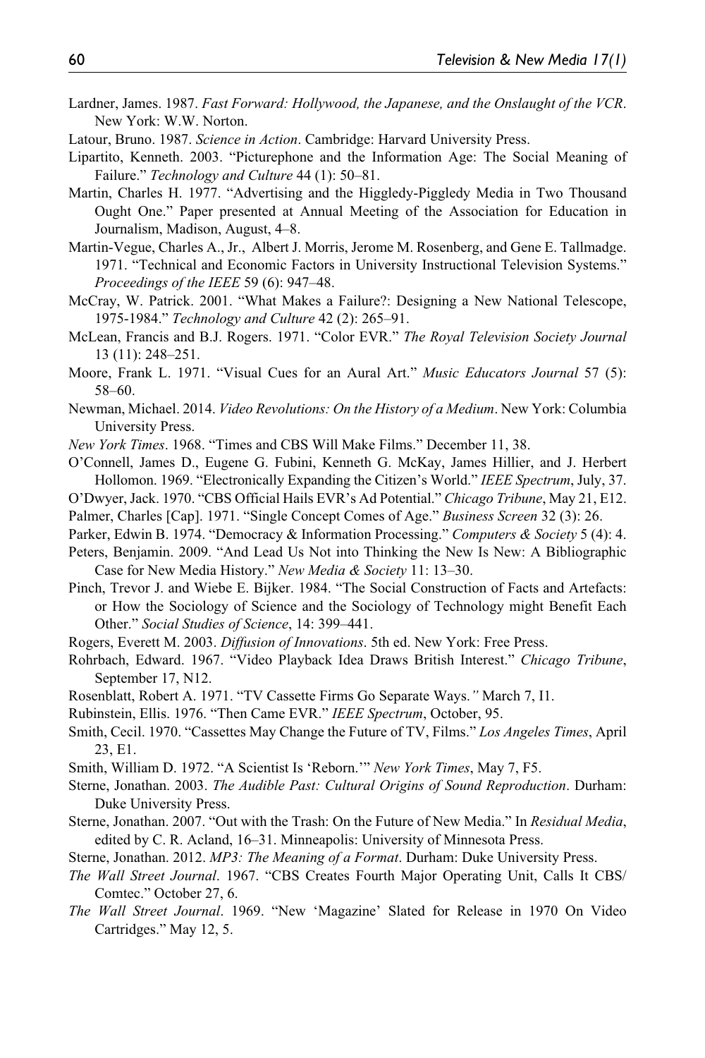Lardner, James. 1987. *Fast Forward: Hollywood, the Japanese, and the Onslaught of the VCR*. New York: W.W. Norton.

Latour, Bruno. 1987. *Science in Action*. Cambridge: Harvard University Press.

Lipartito, Kenneth. 2003. "Picturephone and the Information Age: The Social Meaning of Failure." *Technology and Culture* 44 (1): 50–81.

Martin, Charles H. 1977. "Advertising and the Higgledy-Piggledy Media in Two Thousand Ought One." Paper presented at Annual Meeting of the Association for Education in Journalism, Madison, August, 4–8.

Martin-Vegue, Charles A., Jr., Albert J. Morris, Jerome M. Rosenberg, and Gene E. Tallmadge. 1971. "Technical and Economic Factors in University Instructional Television Systems." *Proceedings of the IEEE* 59 (6): 947–48.

McCray, W. Patrick. 2001. "What Makes a Failure?: Designing a New National Telescope, 1975-1984." *Technology and Culture* 42 (2): 265–91.

McLean, Francis and B.J. Rogers. 1971. "Color EVR." *The Royal Television Society Journal* 13 (11): 248–251.

Moore, Frank L. 1971. "Visual Cues for an Aural Art." *Music Educators Journal* 57 (5): 58–60.

Newman, Michael. 2014. *Video Revolutions: On the History of a Medium*. New York: Columbia University Press.

*New York Times*. 1968. "Times and CBS Will Make Films." December 11, 38.

O'Connell, James D., Eugene G. Fubini, Kenneth G. McKay, James Hillier, and J. Herbert Hollomon. 1969. "Electronically Expanding the Citizen's World." *IEEE Spectrum*, July, 37.

O'Dwyer, Jack. 1970. "CBS Official Hails EVR's Ad Potential." *Chicago Tribune*, May 21, E12.

Palmer, Charles [Cap]. 1971. "Single Concept Comes of Age." *Business Screen* 32 (3): 26.

Parker, Edwin B. 1974. "Democracy & Information Processing." *Computers & Society* 5 (4): 4.

Peters, Benjamin. 2009. "And Lead Us Not into Thinking the New Is New: A Bibliographic Case for New Media History." *New Media & Society* 11: 13–30.

Pinch, Trevor J. and Wiebe E. Bijker. 1984. "The Social Construction of Facts and Artefacts: or How the Sociology of Science and the Sociology of Technology might Benefit Each Other." *Social Studies of Science*, 14: 399–441.

Rogers, Everett M. 2003. *Diffusion of Innovations*. 5th ed. New York: Free Press.

Rohrbach, Edward. 1967. "Video Playback Idea Draws British Interest." *Chicago Tribune*, September 17, N12.

Rosenblatt, Robert A. 1971. "TV Cassette Firms Go Separate Ways." March 7, I1.

Rubinstein, Ellis. 1976. "Then Came EVR." *IEEE Spectrum*, October, 95.

Smith, Cecil. 1970. "Cassettes May Change the Future of TV, Films." *Los Angeles Times*, April 23, E1.

Smith, William D. 1972. "A Scientist Is 'Reborn.'" *New York Times*, May 7, F5.

Sterne, Jonathan. 2003. *The Audible Past: Cultural Origins of Sound Reproduction*. Durham: Duke University Press.

Sterne, Jonathan. 2007. "Out with the Trash: On the Future of New Media." In *Residual Media*, edited by C. R. Acland, 16–31. Minneapolis: University of Minnesota Press.

Sterne, Jonathan. 2012. *MP3: The Meaning of a Format*. Durham: Duke University Press.

*The Wall Street Journal*. 1967. "CBS Creates Fourth Major Operating Unit, Calls It CBS/Comtec." October 27, 6.

*The Wall Street Journal*. 1969. "New 'Magazine' Slated for Release in 1970 On Video Cartridges." May 12, 5.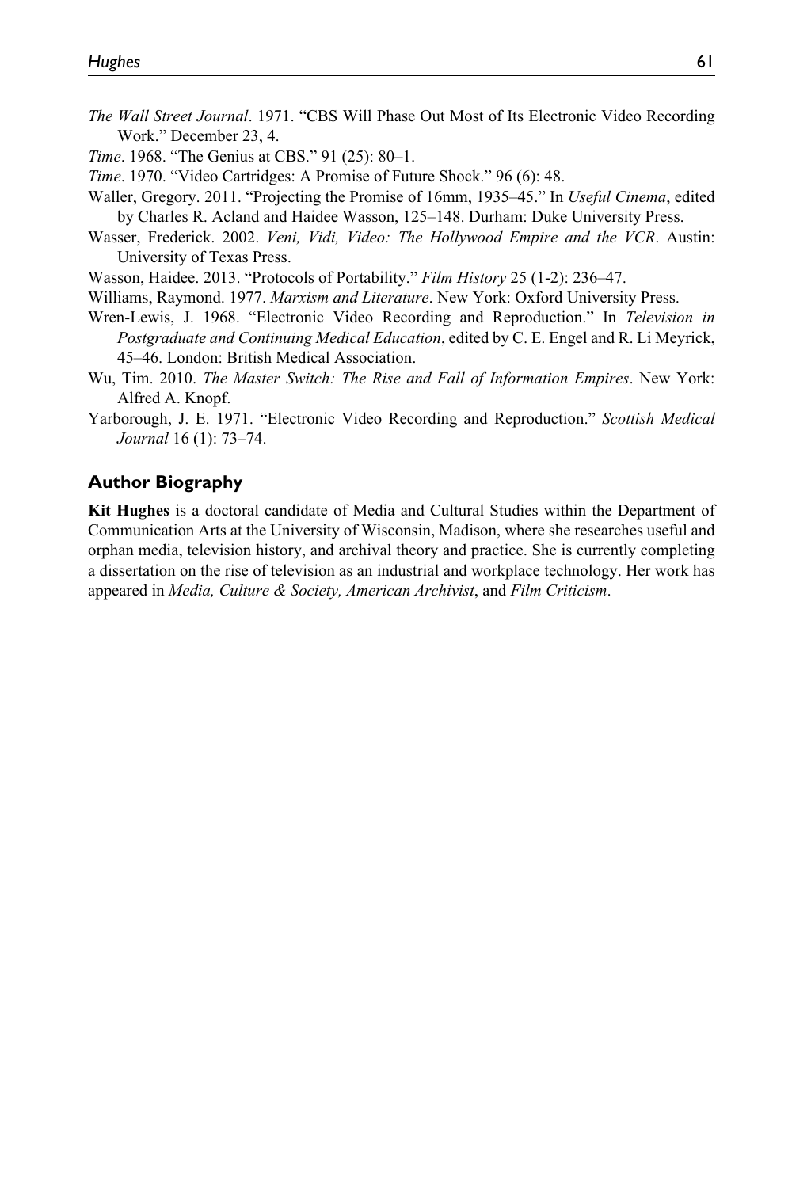*The Wall Street Journal*. 1971. “CBS Will Phase Out Most of Its Electronic Video Recording Work.” December 23, 4.

*Time*. 1968. “The Genius at CBS.” 91 (25): 80–1.

*Time*. 1970. “Video Cartridges: A Promise of Future Shock.” 96 (6): 48.

Waller, Gregory. 2011. “Projecting the Promise of 16mm, 1935–45.” In *Useful Cinema*, edited by Charles R. Acland and Haidee Wasson, 125–148. Durham: Duke University Press.

Wasser, Frederick. 2002. *Veni, Vidi, Video: The Hollywood Empire and the VCR*. Austin: University of Texas Press.

Wasson, Haidee. 2013. “Protocols of Portability.” *Film History* 25 (1-2): 236–47.

Williams, Raymond. 1977. *Marxism and Literature*. New York: Oxford University Press.

Wren-Lewis, J. 1968. “Electronic Video Recording and Reproduction.” In *Television in Postgraduate and Continuing Medical Education*, edited by C. E. Engel and R. Li Meyrick, 45–46. London: British Medical Association.

Wu, Tim. 2010. *The Master Switch: The Rise and Fall of Information Empires*. New York: Alfred A. Knopf.

Yarborough, J. E. 1971. “Electronic Video Recording and Reproduction.” *Scottish Medical Journal* 16 (1): 73–74.

## Author Biography

**Kit Hughes** is a doctoral candidate of Media and Cultural Studies within the Department of Communication Arts at the University of Wisconsin, Madison, where she researches useful and orphan media, television history, and archival theory and practice. She is currently completing a dissertation on the rise of television as an industrial and workplace technology. Her work has appeared in *Media, Culture & Society, American Archivist*, and *Film Criticism*.